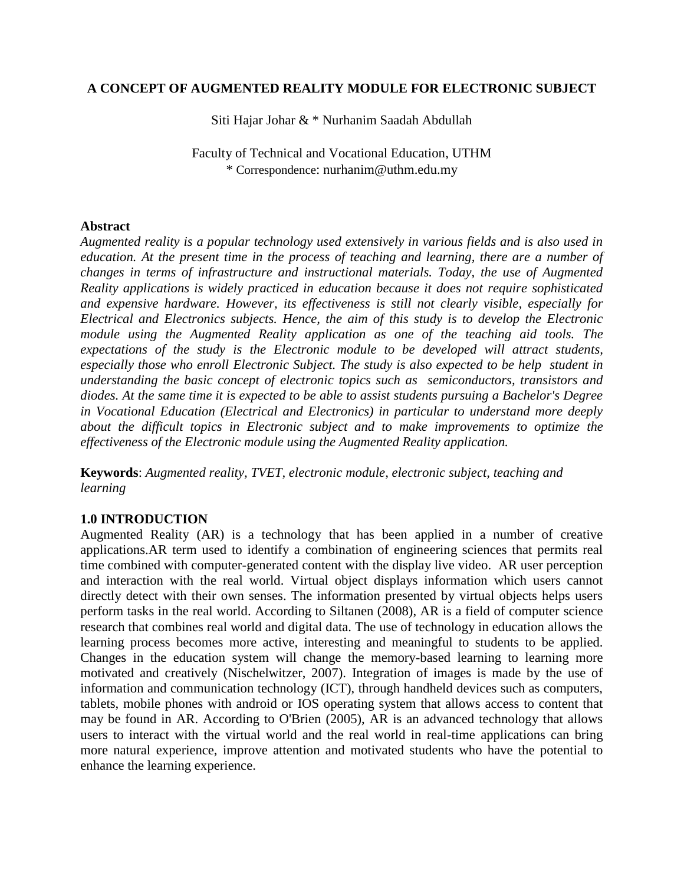# A CONCEPT OF AUGMENTED REALITY MODULE FOR ELECTRONIC SUBJECT

Siti Hajar Johar & * Nurhanim Saadah Abdullah

Faculty of Technical and Vocational Education, UTHM
* Correspondence: nurhanim@uthm.edu.my

## Abstract

*Augmented reality is a popular technology used extensively in various fields and is also used in education. At the present time in the process of teaching and learning, there are a number of changes in terms of infrastructure and instructional materials. Today, the use of Augmented Reality applications is widely practiced in education because it does not require sophisticated and expensive hardware. However, its effectiveness is still not clearly visible, especially for Electrical and Electronics subjects. Hence, the aim of this study is to develop the Electronic module using the Augmented Reality application as one of the teaching aid tools. The expectations of the study is the Electronic module to be developed will attract students, especially those who enroll Electronic Subject. The study is also expected to be help student in understanding the basic concept of electronic topics such as semiconductors, transistors and diodes. At the same time it is expected to be able to assist students pursuing a Bachelor's Degree in Vocational Education (Electrical and Electronics) in particular to understand more deeply about the difficult topics in Electronic subject and to make improvements to optimize the effectiveness of the Electronic module using the Augmented Reality application.*

**Keywords**: *Augmented reality, TVET, electronic module, electronic subject, teaching and learning*

## 1.0 INTRODUCTION

Augmented Reality (AR) is a technology that has been applied in a number of creative applications.AR term used to identify a combination of engineering sciences that permits real time combined with computer-generated content with the display live video. AR user perception and interaction with the real world. Virtual object displays information which users cannot directly detect with their own senses. The information presented by virtual objects helps users perform tasks in the real world. According to Siltanen (2008), AR is a field of computer science research that combines real world and digital data. The use of technology in education allows the learning process becomes more active, interesting and meaningful to students to be applied. Changes in the education system will change the memory-based learning to learning more motivated and creatively (Nischelwitzer, 2007). Integration of images is made by the use of information and communication technology (ICT), through handheld devices such as computers, tablets, mobile phones with android or IOS operating system that allows access to content that may be found in AR. According to O'Brien (2005), AR is an advanced technology that allows users to interact with the virtual world and the real world in real-time applications can bring more natural experience, improve attention and motivated students who have the potential to enhance the learning experience.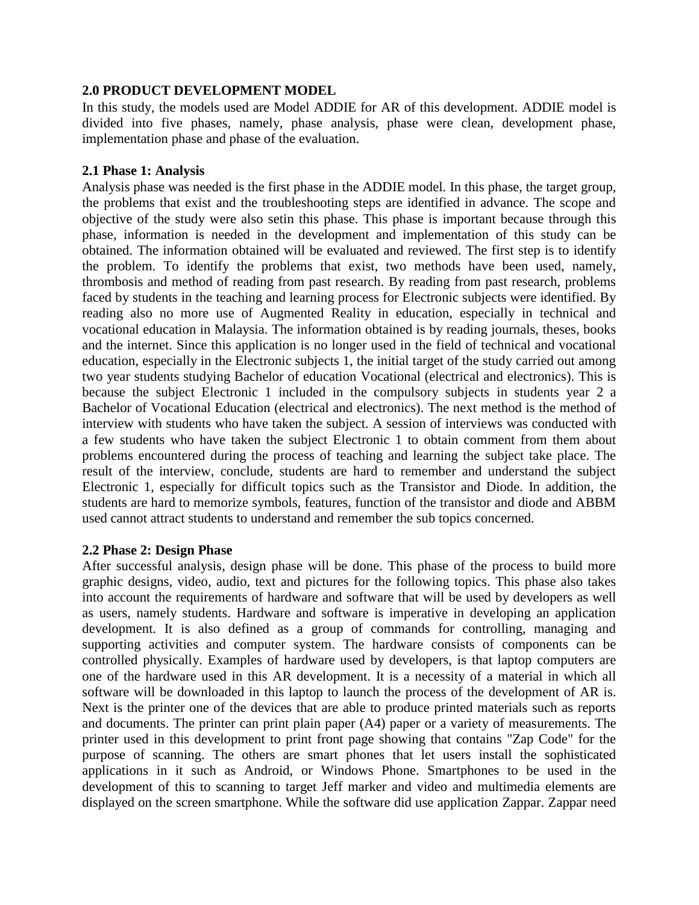**2.0 PRODUCT DEVELOPMENT MODEL**

In this study, the models used are Model ADDIE for AR of this development. ADDIE model is divided into five phases, namely, phase analysis, phase were clean, development phase, implementation phase and phase of the evaluation.

**2.1 Phase 1: Analysis**

Analysis phase was needed is the first phase in the ADDIE model. In this phase, the target group, the problems that exist and the troubleshooting steps are identified in advance. The scope and objective of the study were also setin this phase. This phase is important because through this phase, information is needed in the development and implementation of this study can be obtained. The information obtained will be evaluated and reviewed. The first step is to identify the problem. To identify the problems that exist, two methods have been used, namely, thrombosis and method of reading from past research. By reading from past research, problems faced by students in the teaching and learning process for Electronic subjects were identified. By reading also no more use of Augmented Reality in education, especially in technical and vocational education in Malaysia. The information obtained is by reading journals, theses, books and the internet. Since this application is no longer used in the field of technical and vocational education, especially in the Electronic subjects 1, the initial target of the study carried out among two year students studying Bachelor of education Vocational (electrical and electronics). This is because the subject Electronic 1 included in the compulsory subjects in students year 2 a Bachelor of Vocational Education (electrical and electronics). The next method is the method of interview with students who have taken the subject. A session of interviews was conducted with a few students who have taken the subject Electronic 1 to obtain comment from them about problems encountered during the process of teaching and learning the subject take place. The result of the interview, conclude, students are hard to remember and understand the subject Electronic 1, especially for difficult topics such as the Transistor and Diode. In addition, the students are hard to memorize symbols, features, function of the transistor and diode and ABBM used cannot attract students to understand and remember the sub topics concerned.

**2.2 Phase 2: Design Phase**

After successful analysis, design phase will be done. This phase of the process to build more graphic designs, video, audio, text and pictures for the following topics. This phase also takes into account the requirements of hardware and software that will be used by developers as well as users, namely students. Hardware and software is imperative in developing an application development. It is also defined as a group of commands for controlling, managing and supporting activities and computer system. The hardware consists of components can be controlled physically. Examples of hardware used by developers, is that laptop computers are one of the hardware used in this AR development. It is a necessity of a material in which all software will be downloaded in this laptop to launch the process of the development of AR is. Next is the printer one of the devices that are able to produce printed materials such as reports and documents. The printer can print plain paper (A4) paper or a variety of measurements. The printer used in this development to print front page showing that contains "Zap Code" for the purpose of scanning. The others are smart phones that let users install the sophisticated applications in it such as Android, or Windows Phone. Smartphones to be used in the development of this to scanning to target Jeff marker and video and multimedia elements are displayed on the screen smartphone. While the software did use application Zappar. Zappar need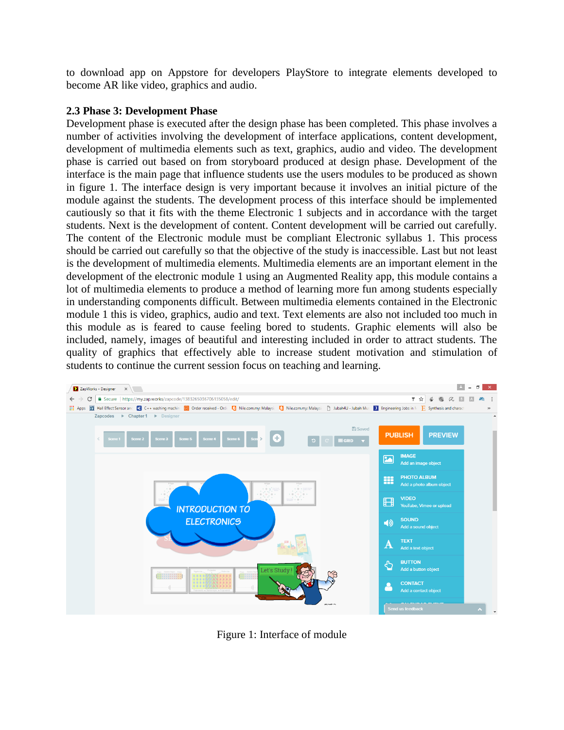to download app on Appstore for developers PlayStore to integrate elements developed to become AR like video, graphics and audio.

### 2.3 Phase 3: Development Phase

Development phase is executed after the design phase has been completed. This phase involves a number of activities involving the development of interface applications, content development, development of multimedia elements such as text, graphics, audio and video. The development phase is carried out based on from storyboard produced at design phase. Development of the interface is the main page that influence students use the users modules to be produced as shown in figure 1. The interface design is very important because it involves an initial picture of the module against the students. The development process of this interface should be implemented cautiously so that it fits with the theme Electronic 1 subjects and in accordance with the target students. Next is the development of content. Content development will be carried out carefully. The content of the Electronic module must be compliant Electronic syllabus 1. This process should be carried out carefully so that the objective of the study is inaccessible. Last but not least is the development of multimedia elements. Multimedia elements are an important element in the development of the electronic module 1 using an Augmented Reality app, this module contains a lot of multimedia elements to produce a method of learning more fun among students especially in understanding components difficult. Between multimedia elements contained in the Electronic module 1 this is video, graphics, audio and text. Text elements are also not included too much in this module as is feared to cause feeling bored to students. Graphic elements will also be included, namely, images of beautiful and interesting included in order to attract students. The quality of graphics that effectively able to increase student motivation and stimulation of students to continue the current session focus on teaching and learning.

Figure 1: Interface of module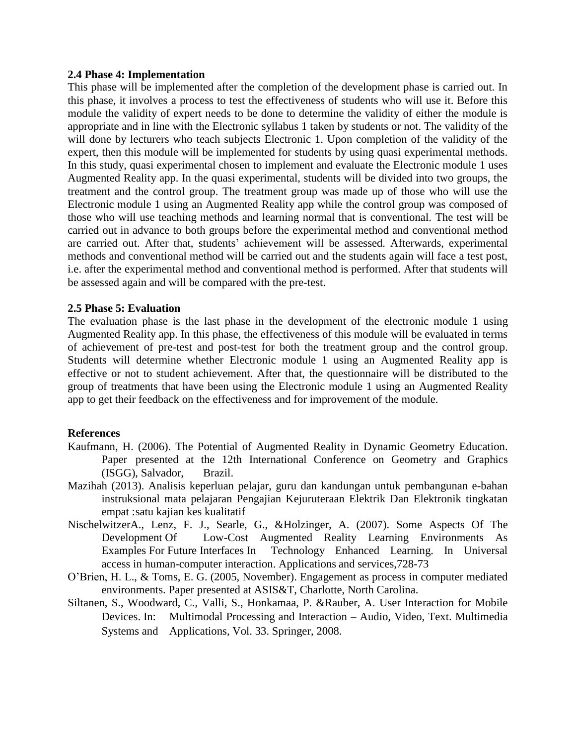### 2.4 Phase 4: Implementation

This phase will be implemented after the completion of the development phase is carried out. In this phase, it involves a process to test the effectiveness of students who will use it. Before this module the validity of expert needs to be done to determine the validity of either the module is appropriate and in line with the Electronic syllabus 1 taken by students or not. The validity of the will done by lecturers who teach subjects Electronic 1. Upon completion of the validity of the expert, then this module will be implemented for students by using quasi experimental methods. In this study, quasi experimental chosen to implement and evaluate the Electronic module 1 uses Augmented Reality app. In the quasi experimental, students will be divided into two groups, the treatment and the control group. The treatment group was made up of those who will use the Electronic module 1 using an Augmented Reality app while the control group was composed of those who will use teaching methods and learning normal that is conventional. The test will be carried out in advance to both groups before the experimental method and conventional method are carried out. After that, students' achievement will be assessed. Afterwards, experimental methods and conventional method will be carried out and the students again will face a test post, i.e. after the experimental method and conventional method is performed. After that students will be assessed again and will be compared with the pre-test.

### 2.5 Phase 5: Evaluation

The evaluation phase is the last phase in the development of the electronic module 1 using Augmented Reality app. In this phase, the effectiveness of this module will be evaluated in terms of achievement of pre-test and post-test for both the treatment group and the control group. Students will determine whether Electronic module 1 using an Augmented Reality app is effective or not to student achievement. After that, the questionnaire will be distributed to the group of treatments that have been using the Electronic module 1 using an Augmented Reality app to get their feedback on the effectiveness and for improvement of the module.

## References

Kaufmann, H. (2006). The Potential of Augmented Reality in Dynamic Geometry Education. Paper presented at the 12th International Conference on Geometry and Graphics (ISGG), Salvador, Brazil.

Mazihah (2013). Analisis keperluan pelajar, guru dan kandungan untuk pembangunan e-bahan instruksional mata pelajaran Pengajian Kejuruteraan Elektrik Dan Elektronik tingkatan empat :satu kajian kes kualitatif

NischelwitzerA., Lenz, F. J., Searle, G., &Holzinger, A. (2007). Some Aspects Of The Development Of Low-Cost Augmented Reality Learning Environments As Examples For Future Interfaces In Technology Enhanced Learning. In Universal access in human-computer interaction. Applications and services,728-73

O'Brien, H. L., & Toms, E. G. (2005, November). Engagement as process in computer mediated environments. Paper presented at ASIS&T, Charlotte, North Carolina.

Siltanen, S., Woodward, C., Valli, S., Honkamaa, P. &Rauber, A. User Interaction for Mobile Devices. In: Multimodal Processing and Interaction – Audio, Video, Text. Multimedia Systems and Applications, Vol. 33. Springer, 2008.